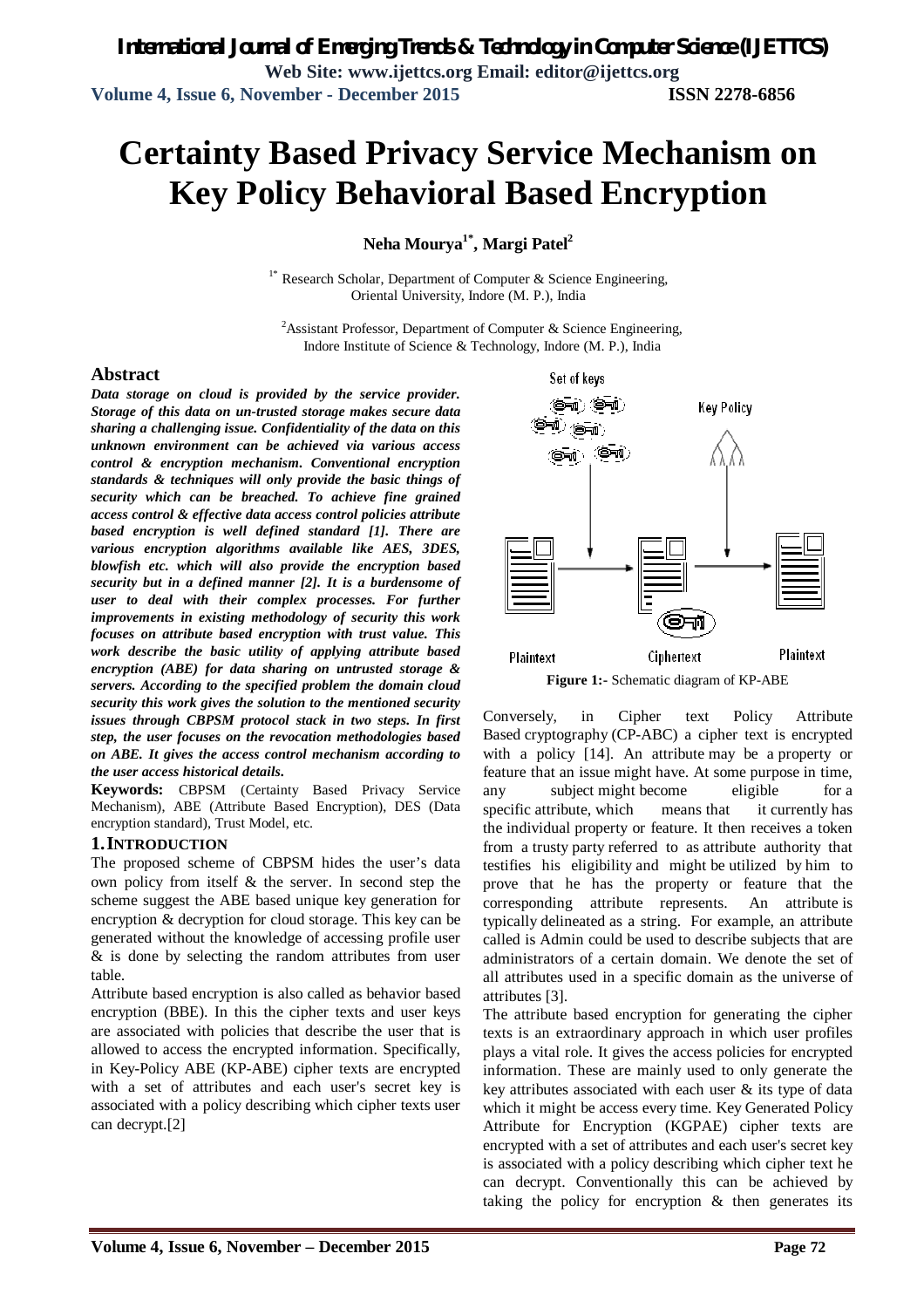# Certainty Based Privacy Service Mechanism on Key Policy Behavioral Based Encryption

**Neha Mourya[1*], Margi Patel[2]**

[1*] Research Scholar, Department of Computer & Science Engineering, Oriental University, Indore (M. P.), India

[2] Assistant Professor, Department of Computer & Science Engineering, Indore Institute of Science & Technology, Indore (M. P.), India

## Abstract

***Data storage on cloud is provided by the service provider. Storage of this data on un-trusted storage makes secure data sharing a challenging issue. Confidentiality of the data on this unknown environment can be achieved via various access control & encryption mechanism. Conventional encryption standards & techniques will only provide the basic things of security which can be breached. To achieve fine grained access control & effective data access control policies attribute based encryption is well defined standard [1]. There are various encryption algorithms available like AES, 3DES, blowfish etc. which will also provide the encryption based security but in a defined manner [2]. It is a burdensome of user to deal with their complex processes. For further improvements in existing methodology of security this work focuses on attribute based encryption with trust value. This work describe the basic utility of applying attribute based encryption (ABE) for data sharing on untrusted storage & servers. According to the specified problem the domain cloud security this work gives the solution to the mentioned security issues through CBPSM protocol stack in two steps. In first step, the user focuses on the revocation methodologies based on ABE. It gives the access control mechanism according to the user access historical details.***

**Keywords:** CBPSM (Certainty Based Privacy Service Mechanism), ABE (Attribute Based Encryption), DES (Data encryption standard), Trust Model, etc.

## 1. INTRODUCTION

The proposed scheme of CBPSM hides the user's data own policy from itself & the server. In second step the scheme suggest the ABE based unique key generation for encryption & decryption for cloud storage. This key can be generated without the knowledge of accessing profile user & is done by selecting the random attributes from user table.

Attribute based encryption is also called as behavior based encryption (BBE). In this the cipher texts and user keys are associated with policies that describe the user that is allowed to access the encrypted information. Specifically, in Key-Policy ABE (KP-ABE) cipher texts are encrypted with a set of attributes and each user's secret key is associated with a policy describing which cipher texts user can decrypt.[2]

**Figure 1:-** Schematic diagram of KP-ABE

Conversely, in Cipher text Policy Attribute Based cryptography (CP-ABC) a cipher text is encrypted with a policy [14]. An attribute may be a property or feature that an issue might have. At some purpose in time, any subject might become eligible for a specific attribute, which means that it currently has the individual property or feature. It then receives a token from a trusty party referred to as attribute authority that testifies his eligibility and might be utilized by him to prove that he has the property or feature that the corresponding attribute represents. An attribute is typically delineated as a string. For example, an attribute called is Admin could be used to describe subjects that are administrators of a certain domain. We denote the set of all attributes used in a specific domain as the universe of attributes [3].

The attribute based encryption for generating the cipher texts is an extraordinary approach in which user profiles plays a vital role. It gives the access policies for encrypted information. These are mainly used to only generate the key attributes associated with each user & its type of data which it might be access every time. Key Generated Policy Attribute for Encryption (KGPAE) cipher texts are encrypted with a set of attributes and each user's secret key is associated with a policy describing which cipher text he can decrypt. Conventionally this can be achieved by taking the policy for encryption & then generates its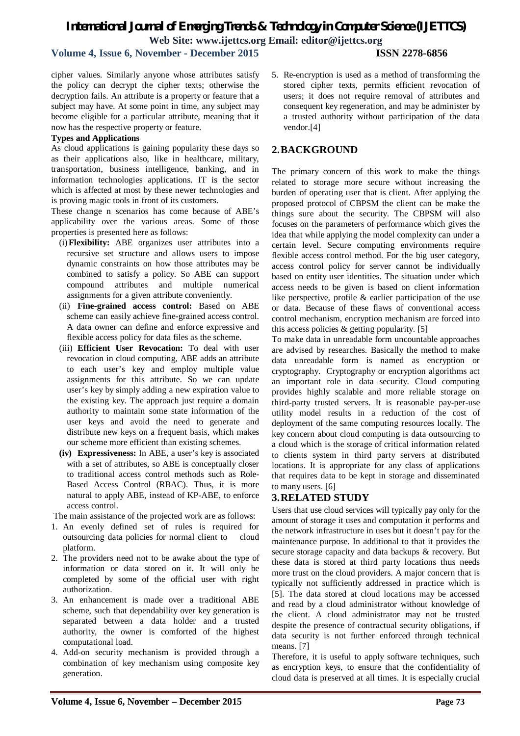cipher values. Similarly anyone whose attributes satisfy the policy can decrypt the cipher texts; otherwise the decryption fails. An attribute is a property or feature that a subject may have. At some point in time, any subject may become eligible for a particular attribute, meaning that it now has the respective property or feature.

**Types and Applications**

As cloud applications is gaining popularity these days so as their applications also, like in healthcare, military, transportation, business intelligence, banking, and in information technologies applications. IT is the sector which is affected at most by these newer technologies and is proving magic tools in front of its customers.

These change n scenarios has come because of ABE's applicability over the various areas. Some of those properties is presented here as follows:

(i) **Flexibility:** ABE organizes user attributes into a recursive set structure and allows users to impose dynamic constraints on how those attributes may be combined to satisfy a policy. So ABE can support compound attributes and multiple numerical assignments for a given attribute conveniently.

(ii) **Fine-grained access control:** Based on ABE scheme can easily achieve fine-grained access control. A data owner can define and enforce expressive and flexible access policy for data files as the scheme.

(iii) **Efficient User Revocation:** To deal with user revocation in cloud computing, ABE adds an attribute to each user's key and employ multiple value assignments for this attribute. So we can update user's key by simply adding a new expiration value to the existing key. The approach just require a domain authority to maintain some state information of the user keys and avoid the need to generate and distribute new keys on a frequent basis, which makes our scheme more efficient than existing schemes.

**(iv) Expressiveness:** In ABE, a user's key is associated with a set of attributes, so ABE is conceptually closer to traditional access control methods such as Role-Based Access Control (RBAC). Thus, it is more natural to apply ABE, instead of KP-ABE, to enforce access control.

The main assistance of the projected work are as follows:

1. An evenly defined set of rules is required for outsourcing data policies for normal client to cloud platform.
2. The providers need not to be awake about the type of information or data stored on it. It will only be completed by some of the official user with right authorization.
3. An enhancement is made over a traditional ABE scheme, such that dependability over key generation is separated between a data holder and a trusted authority, the owner is comforted of the highest computational load.
4. Add-on security mechanism is provided through a combination of key mechanism using composite key generation.
5. Re-encryption is used as a method of transforming the stored cipher texts, permits efficient revocation of users; it does not require removal of attributes and consequent key regeneration, and may be administer by a trusted authority without participation of the data vendor.[4]

## 2. BACKGROUND

The primary concern of this work to make the things related to storage more secure without increasing the burden of operating user that is client. After applying the proposed protocol of CBPSM the client can be make the things sure about the security. The CBPSM will also focuses on the parameters of performance which gives the idea that while applying the model complexity can under a certain level. Secure computing environments require flexible access control method. For the big user category, access control policy for server cannot be individually based on entity user identities. The situation under which access needs to be given is based on client information like perspective, profile & earlier participation of the use or data. Because of these flaws of conventional access control mechanism, encryption mechanism are forced into this access policies & getting popularity. [5]

To make data in unreadable form uncountable approaches are advised by researches. Basically the method to make data unreadable form is named as encryption or cryptography. Cryptography or encryption algorithms act an important role in data security. Cloud computing provides highly scalable and more reliable storage on third-party trusted servers. It is reasonable pay-per-use utility model results in a reduction of the cost of deployment of the same computing resources locally. The key concern about cloud computing is data outsourcing to a cloud which is the storage of critical information related to clients system in third party servers at distributed locations. It is appropriate for any class of applications that requires data to be kept in storage and disseminated to many users. [6]

## 3. RELATED STUDY

Users that use cloud services will typically pay only for the amount of storage it uses and computation it performs and the network infrastructure in uses but it doesn't pay for the maintenance purpose. In additional to that it provides the secure storage capacity and data backups & recovery. But these data is stored at third party locations thus needs more trust on the cloud providers. A major concern that is typically not sufficiently addressed in practice which is [5]. The data stored at cloud locations may be accessed and read by a cloud administrator without knowledge of the client. A cloud administrator may not be trusted despite the presence of contractual security obligations, if data security is not further enforced through technical means. [7]

Therefore, it is useful to apply software techniques, such as encryption keys, to ensure that the confidentiality of cloud data is preserved at all times. It is especially crucial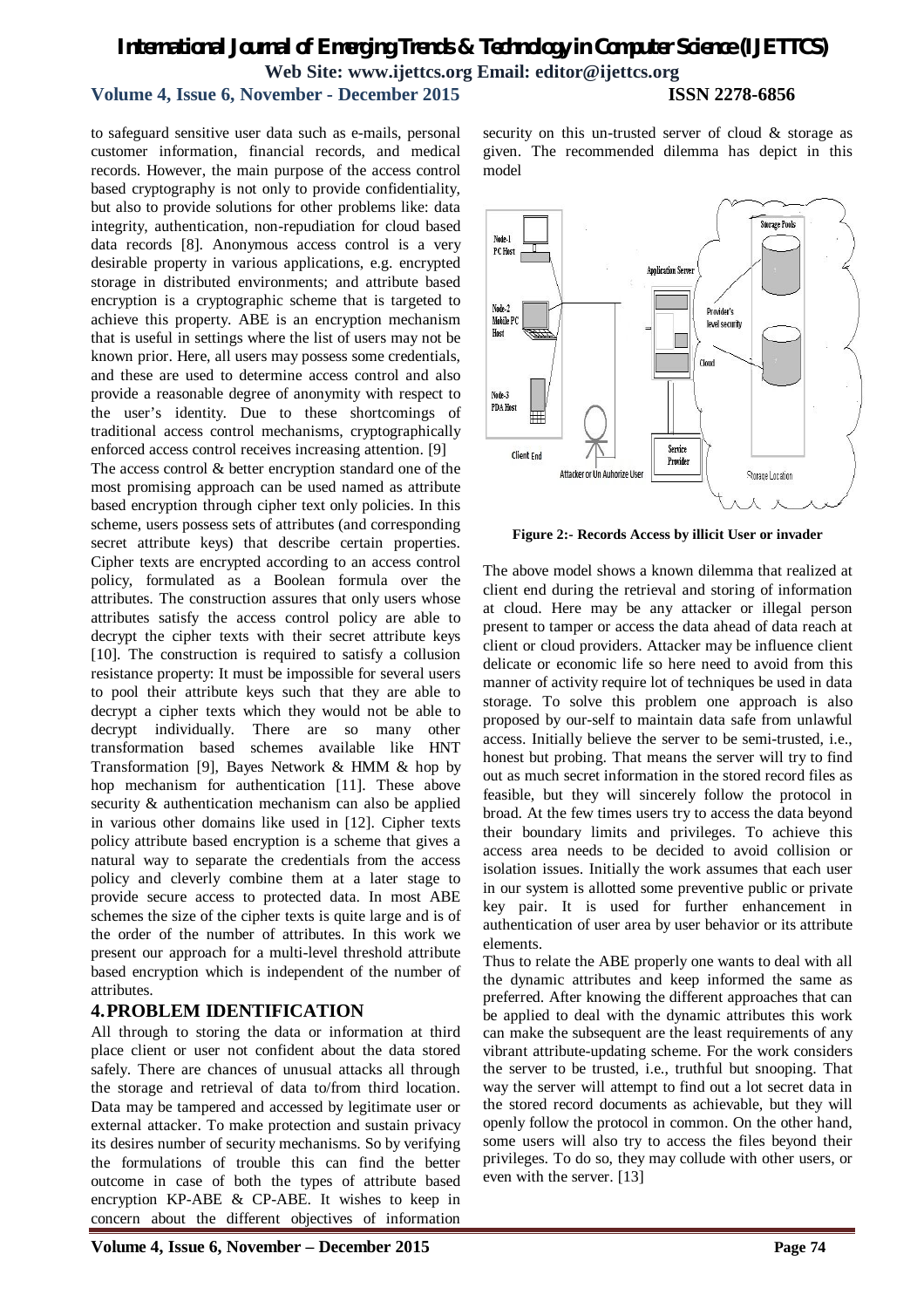to safeguard sensitive user data such as e-mails, personal customer information, financial records, and medical records. However, the main purpose of the access control based cryptography is not only to provide confidentiality, but also to provide solutions for other problems like: data integrity, authentication, non-repudiation for cloud based data records [8]. Anonymous access control is a very desirable property in various applications, e.g. encrypted storage in distributed environments; and attribute based encryption is a cryptographic scheme that is targeted to achieve this property. ABE is an encryption mechanism that is useful in settings where the list of users may not be known prior. Here, all users may possess some credentials, and these are used to determine access control and also provide a reasonable degree of anonymity with respect to the user's identity. Due to these shortcomings of traditional access control mechanisms, cryptographically enforced access control receives increasing attention. [9]

The access control & better encryption standard one of the most promising approach can be used named as attribute based encryption through cipher text only policies. In this scheme, users possess sets of attributes (and corresponding secret attribute keys) that describe certain properties. Cipher texts are encrypted according to an access control policy, formulated as a Boolean formula over the attributes. The construction assures that only users whose attributes satisfy the access control policy are able to decrypt the cipher texts with their secret attribute keys [10]. The construction is required to satisfy a collusion resistance property: It must be impossible for several users to pool their attribute keys such that they are able to decrypt a cipher texts which they would not be able to decrypt individually. There are so many other transformation based schemes available like HNT Transformation [9], Bayes Network & HMM & hop by hop mechanism for authentication [11]. These above security & authentication mechanism can also be applied in various other domains like used in [12]. Cipher texts policy attribute based encryption is a scheme that gives a natural way to separate the credentials from the access policy and cleverly combine them at a later stage to provide secure access to protected data. In most ABE schemes the size of the cipher texts is quite large and is of the order of the number of attributes. In this work we present our approach for a multi-level threshold attribute based encryption which is independent of the number of attributes.

## 4. PROBLEM IDENTIFICATION

All through to storing the data or information at third place client or user not confident about the data stored safely. There are chances of unusual attacks all through the storage and retrieval of data to/from third location. Data may be tampered and accessed by legitimate user or external attacker. To make protection and sustain privacy its desires number of security mechanisms. So by verifying the formulations of trouble this can find the better outcome in case of both the types of attribute based encryption KP-ABE & CP-ABE. It wishes to keep in concern about the different objectives of information security on this un-trusted server of cloud & storage as given. The recommended dilemma has depict in this model

**Figure 2:- Records Access by illicit User or invader**

The above model shows a known dilemma that realized at client end during the retrieval and storing of information at cloud. Here may be any attacker or illegal person present to tamper or access the data ahead of data reach at client or cloud providers. Attacker may be influence client delicate or economic life so here need to avoid from this manner of activity require lot of techniques be used in data storage. To solve this problem one approach is also proposed by our-self to maintain data safe from unlawful access. Initially believe the server to be semi-trusted, i.e., honest but probing. That means the server will try to find out as much secret information in the stored record files as feasible, but they will sincerely follow the protocol in broad. At the few times users try to access the data beyond their boundary limits and privileges. To achieve this access area needs to be decided to avoid collision or isolation issues. Initially the work assumes that each user in our system is allotted some preventive public or private key pair. It is used for further enhancement in authentication of user area by user behavior or its attribute elements.

Thus to relate the ABE properly one wants to deal with all the dynamic attributes and keep informed the same as preferred. After knowing the different approaches that can be applied to deal with the dynamic attributes this work can make the subsequent are the least requirements of any vibrant attribute-updating scheme. For the work considers the server to be trusted, i.e., truthful but snooping. That way the server will attempt to find out a lot secret data in the stored record documents as achievable, but they will openly follow the protocol in common. On the other hand, some users will also try to access the files beyond their privileges. To do so, they may collude with other users, or even with the server. [13]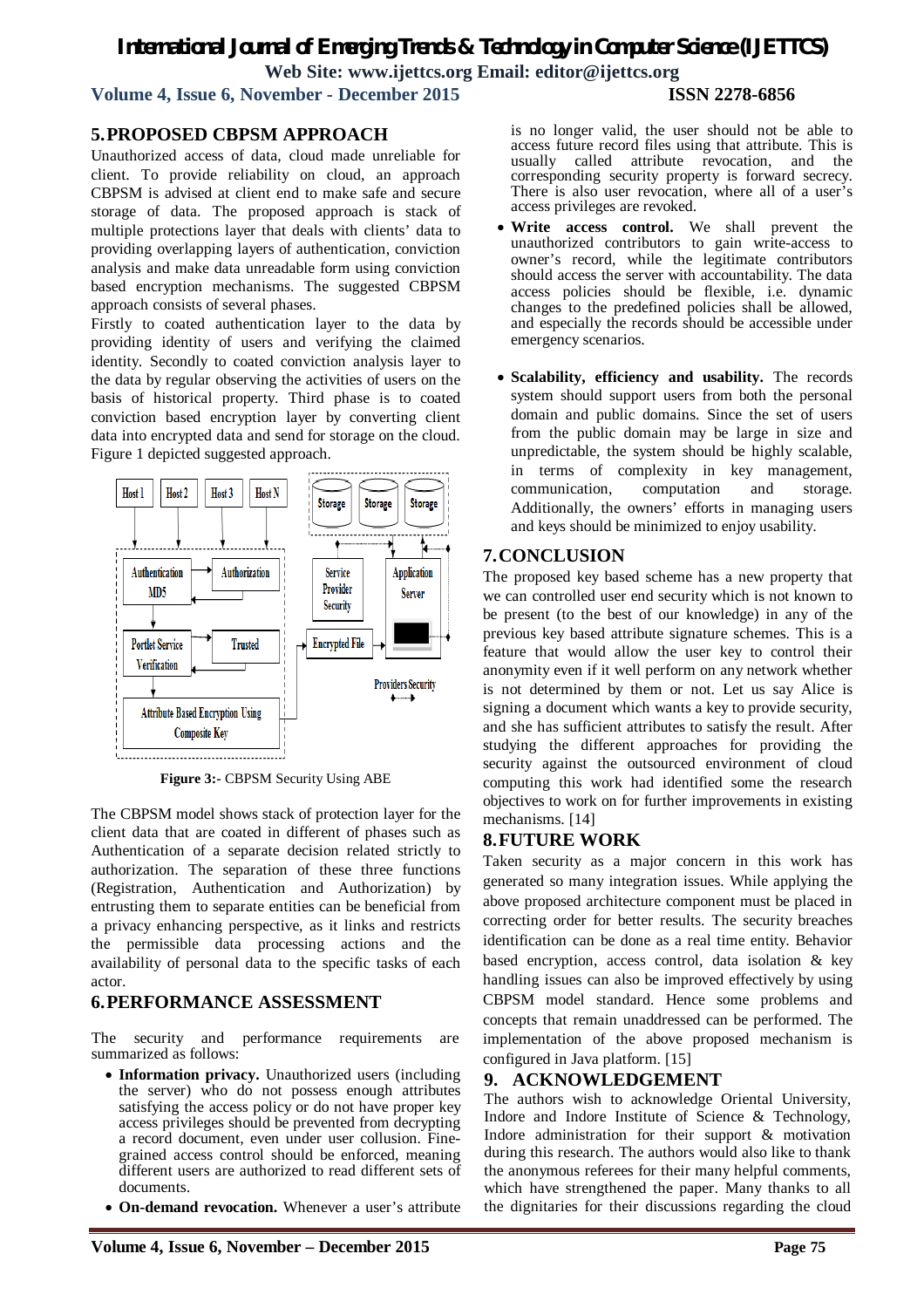## 5. PROPOSED CBPSM APPROACH

Unauthorized access of data, cloud made unreliable for client. To provide reliability on cloud, an approach CBPSM is advised at client end to make safe and secure storage of data. The proposed approach is stack of multiple protections layer that deals with clients' data to providing overlapping layers of authentication, conviction analysis and make data unreadable form using conviction based encryption mechanisms. The suggested CBPSM approach consists of several phases.

Firstly to coated authentication layer to the data by providing identity of users and verifying the claimed identity. Secondly to coated conviction analysis layer to the data by regular observing the activities of users on the basis of historical property. Third phase is to coated conviction based encryption layer by converting client data into encrypted data and send for storage on the cloud. Figure 1 depicted suggested approach.

**Figure 3:-** CBPSM Security Using ABE

The CBPSM model shows stack of protection layer for the client data that are coated in different of phases such as Authentication of a separate decision related strictly to authorization. The separation of these three functions (Registration, Authentication and Authorization) by entrusting them to separate entities can be beneficial from a privacy enhancing perspective, as it links and restricts the permissible data processing actions and the availability of personal data to the specific tasks of each actor.

## 6. PERFORMANCE ASSESSMENT

The security and performance requirements are summarized as follows:

- **Information privacy.** Unauthorized users (including the server) who do not possess enough attributes satisfying the access policy or do not have proper key access privileges should be prevented from decrypting a record document, even under user collusion. Fine-grained access control should be enforced, meaning different users are authorized to read different sets of documents.
- **On-demand revocation.** Whenever a user's attribute is no longer valid, the user should not be able to access future record files using that attribute. This is usually called attribute revocation, and the corresponding security property is forward secrecy. There is also user revocation, where all of a user's access privileges are revoked.
- **Write access control.** We shall prevent the unauthorized contributors to gain write-access to owner's record, while the legitimate contributors should access the server with accountability. The data access policies should be flexible, i.e. dynamic changes to the predefined policies shall be allowed, and especially the records should be accessible under emergency scenarios.
- **Scalability, efficiency and usability.** The records system should support users from both the personal domain and public domains. Since the set of users from the public domain may be large in size and unpredictable, the system should be highly scalable, in terms of complexity in key management, communication, computation and storage. Additionally, the owners' efforts in managing users and keys should be minimized to enjoy usability.

## 7. CONCLUSION

The proposed key based scheme has a new property that we can controlled user end security which is not known to be present (to the best of our knowledge) in any of the previous key based attribute signature schemes. This is a feature that would allow the user key to control their anonymity even if it well perform on any network whether is not determined by them or not. Let us say Alice is signing a document which wants a key to provide security, and she has sufficient attributes to satisfy the result. After studying the different approaches for providing the security against the outsourced environment of cloud computing this work had identified some the research objectives to work on for further improvements in existing mechanisms. [14]

## 8. FUTURE WORK

Taken security as a major concern in this work has generated so many integration issues. While applying the above proposed architecture component must be placed in correcting order for better results. The security breaches identification can be done as a real time entity. Behavior based encryption, access control, data isolation & key handling issues can also be improved effectively by using CBPSM model standard. Hence some problems and concepts that remain unaddressed can be performed. The implementation of the above proposed mechanism is configured in Java platform. [15]

## 9. ACKNOWLEDGEMENT

The authors wish to acknowledge Oriental University, Indore and Indore Institute of Science & Technology, Indore administration for their support & motivation during this research. The authors would also like to thank the anonymous referees for their many helpful comments, which have strengthened the paper. Many thanks to all the dignitaries for their discussions regarding the cloud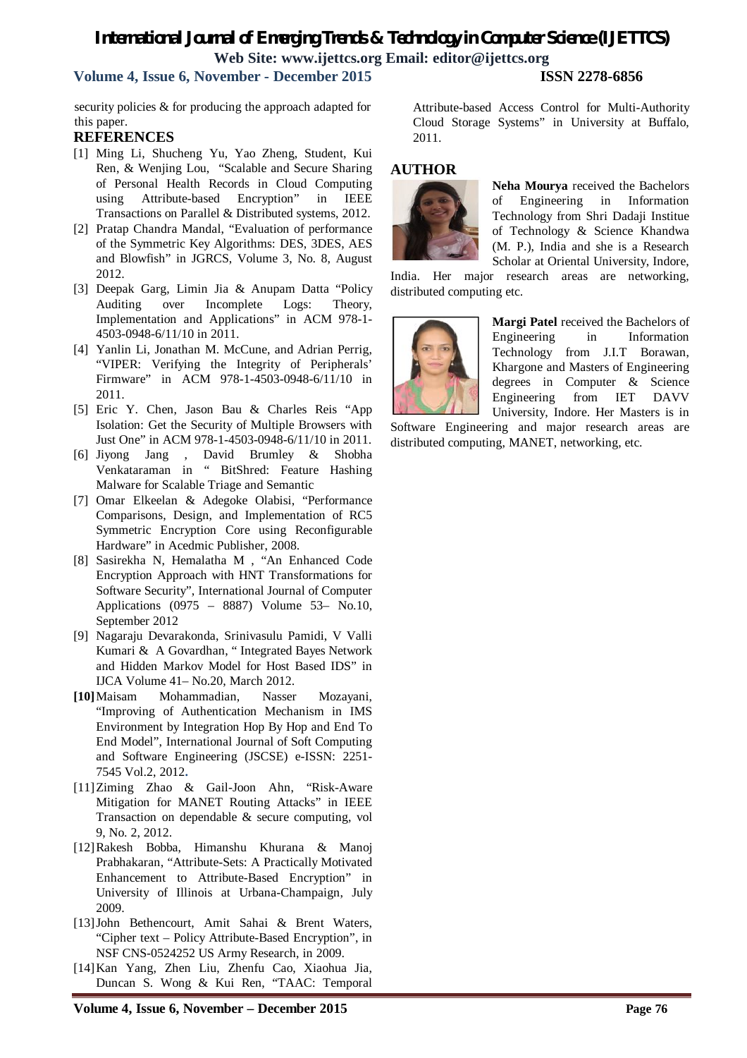security policies & for producing the approach adapted for this paper.

## REFERENCES

[1] Ming Li, Shucheng Yu, Yao Zheng, Student, Kui Ren, & Wenjing Lou, "Scalable and Secure Sharing of Personal Health Records in Cloud Computing using Attribute-based Encryption" in IEEE Transactions on Parallel & Distributed systems, 2012.

[2] Pratap Chandra Mandal, "Evaluation of performance of the Symmetric Key Algorithms: DES, 3DES, AES and Blowfish" in JGRCS, Volume 3, No. 8, August 2012.

[3] Deepak Garg, Limin Jia & Anupam Datta "Policy Auditing over Incomplete Logs: Theory, Implementation and Applications" in ACM 978-1-4503-0948-6/11/10 in 2011.

[4] Yanlin Li, Jonathan M. McCune, and Adrian Perrig, "VIPER: Verifying the Integrity of Peripherals' Firmware" in ACM 978-1-4503-0948-6/11/10 in 2011.

[5] Eric Y. Chen, Jason Bau & Charles Reis "App Isolation: Get the Security of Multiple Browsers with Just One" in ACM 978-1-4503-0948-6/11/10 in 2011.

[6] Jiyong Jang , David Brumley & Shobha Venkataraman in " BitShred: Feature Hashing Malware for Scalable Triage and Semantic

[7] Omar Elkeelan & Adegoke Olabisi, "Performance Comparisons, Design, and Implementation of RC5 Symmetric Encryption Core using Reconfigurable Hardware" in Acedmic Publisher, 2008.

[8] Sasirekha N, Hemalatha M , "An Enhanced Code Encryption Approach with HNT Transformations for Software Security", International Journal of Computer Applications (0975 – 8887) Volume 53– No.10, September 2012

[9] Nagaraju Devarakonda, Srinivasulu Pamidi, V Valli Kumari & A Govardhan, " Integrated Bayes Network and Hidden Markov Model for Host Based IDS" in IJCA Volume 41– No.20, March 2012.

**[10]** Maisam Mohammadian, Nasser Mozayani, "Improving of Authentication Mechanism in IMS Environment by Integration Hop By Hop and End To End Model", International Journal of Soft Computing and Software Engineering (JSCSE) e-ISSN: 2251-7545 Vol.2, 2012.

[11] Ziming Zhao & Gail-Joon Ahn, "Risk-Aware Mitigation for MANET Routing Attacks" in IEEE Transaction on dependable & secure computing, vol 9, No. 2, 2012.

[12] Rakesh Bobba, Himanshu Khurana & Manoj Prabhakaran, "Attribute-Sets: A Practically Motivated Enhancement to Attribute-Based Encryption" in University of Illinois at Urbana-Champaign, July 2009.

[13] John Bethencourt, Amit Sahai & Brent Waters, "Cipher text – Policy Attribute-Based Encryption", in NSF CNS-0524252 US Army Research, in 2009.

[14] Kan Yang, Zhen Liu, Zhenfu Cao, Xiaohua Jia, Duncan S. Wong & Kui Ren, "TAAC: Temporal Attribute-based Access Control for Multi-Authority Cloud Storage Systems" in University at Buffalo, 2011.

## AUTHOR

**Neha Mourya** received the Bachelors of Engineering in Information Technology from Shri Dadaji Institue of Technology & Science Khandwa (M. P.), India and she is a Research Scholar at Oriental University, Indore, India. Her major research areas are networking, distributed computing etc.

**Margi Patel** received the Bachelors of Engineering in Information Technology from J.I.T Borawan, Khargone and Masters of Engineering degrees in Computer & Science Engineering from IET DAVV University, Indore. Her Masters is in Software Engineering and major research areas are distributed computing, MANET, networking, etc.